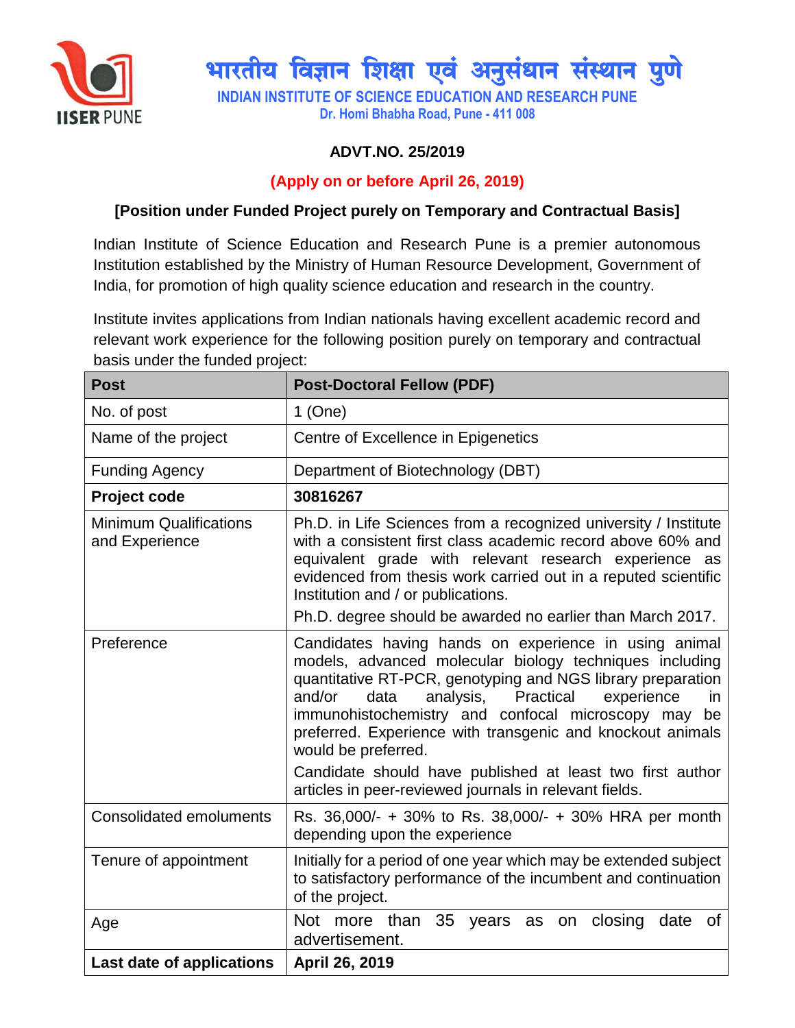# भारतीय विज्ञान शिक्षा एवं अनुसंधान संस्थान पुणे

**INDIAN INSTITUTE OF SCIENCE EDUCATION AND RESEARCH PUNE**

**Dr. Homi Bhabha Road, Pune - 411 008**

**ADVT.NO. 25/2019**

**(Apply on or before April 26, 2019)**

**[Position under Funded Project purely on Temporary and Contractual Basis]**

Indian Institute of Science Education and Research Pune is a premier autonomous Institution established by the Ministry of Human Resource Development, Government of India, for promotion of high quality science education and research in the country.

Institute invites applications from Indian nationals having excellent academic record and relevant work experience for the following position purely on temporary and contractual basis under the funded project:

| **Post** | **Post-Doctoral Fellow (PDF)** |
|---|---|
| No. of post | 1 (One) |
| Name of the project | Centre of Excellence in Epigenetics |
| Funding Agency | Department of Biotechnology (DBT) |
| **Project code** | **30816267** |
| Minimum Qualifications and Experience | Ph.D. in Life Sciences from a recognized university / Institute with a consistent first class academic record above 60% and equivalent grade with relevant research experience as evidenced from thesis work carried out in a reputed scientific Institution and / or publications.<br>Ph.D. degree should be awarded no earlier than March 2017. |
| Preference | Candidates having hands on experience in using animal models, advanced molecular biology techniques including quantitative RT-PCR, genotyping and NGS library preparation and/or data analysis, Practical experience in immunohistochemistry and confocal microscopy may be preferred. Experience with transgenic and knockout animals would be preferred.<br>Candidate should have published at least two first author articles in peer-reviewed journals in relevant fields. |
| Consolidated emoluments | Rs. 36,000/- + 30% to Rs. 38,000/- + 30% HRA per month depending upon the experience |
| Tenure of appointment | Initially for a period of one year which may be extended subject to satisfactory performance of the incumbent and continuation of the project. |
| Age | Not more than 35 years as on closing date of advertisement. |
| **Last date of applications** | **April 26, 2019** |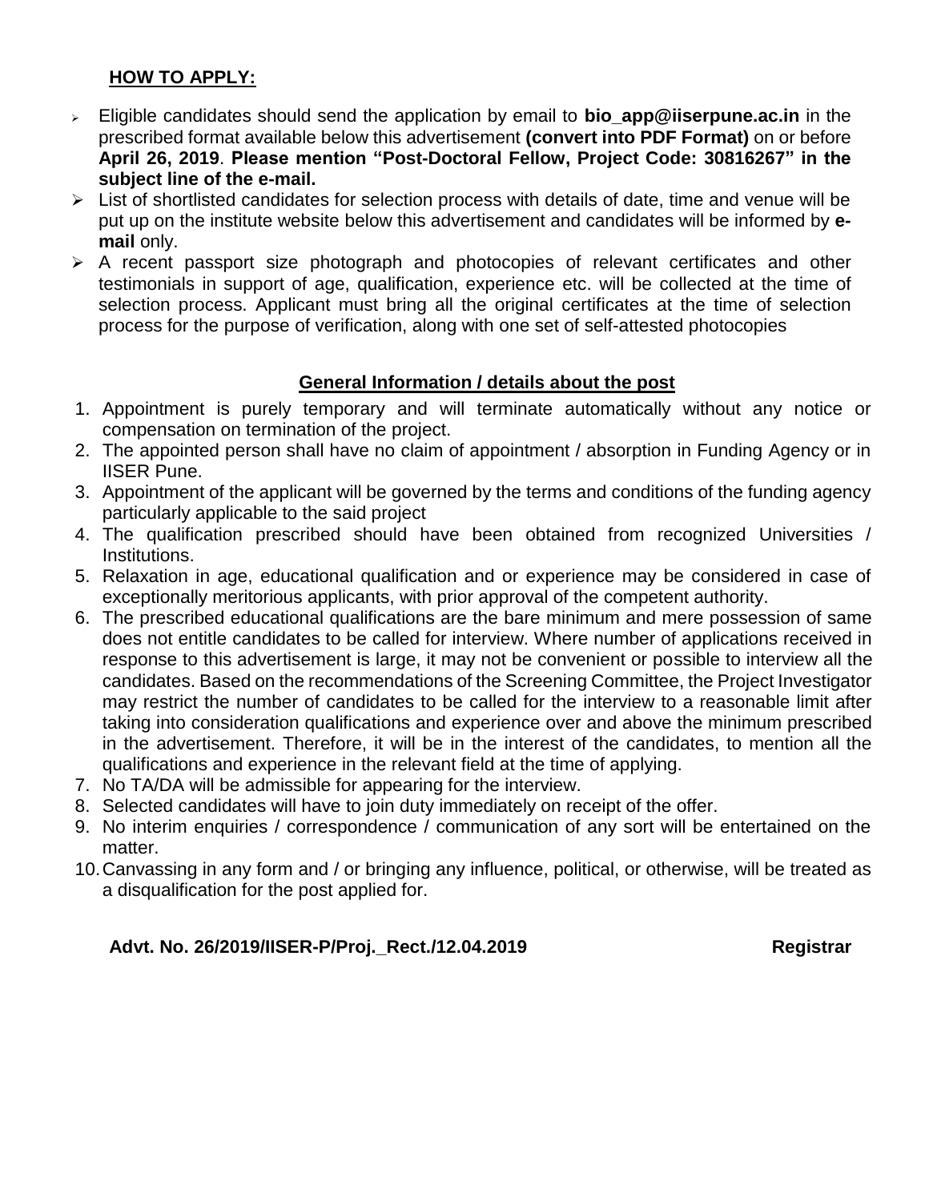## HOW TO APPLY:

- Eligible candidates should send the application by email to **bio_app@iiserpune.ac.in** in the prescribed format available below this advertisement **(convert into PDF Format)** on or before **April 26, 2019**. **Please mention "Post-Doctoral Fellow, Project Code: 30816267" in the subject line of the e-mail.**
- List of shortlisted candidates for selection process with details of date, time and venue will be put up on the institute website below this advertisement and candidates will be informed by **e-mail** only.
- A recent passport size photograph and photocopies of relevant certificates and other testimonials in support of age, qualification, experience etc. will be collected at the time of selection process. Applicant must bring all the original certificates at the time of selection process for the purpose of verification, along with one set of self-attested photocopies

## General Information / details about the post

1. Appointment is purely temporary and will terminate automatically without any notice or compensation on termination of the project.
2. The appointed person shall have no claim of appointment / absorption in Funding Agency or in IISER Pune.
3. Appointment of the applicant will be governed by the terms and conditions of the funding agency particularly applicable to the said project
4. The qualification prescribed should have been obtained from recognized Universities / Institutions.
5. Relaxation in age, educational qualification and or experience may be considered in case of exceptionally meritorious applicants, with prior approval of the competent authority.
6. The prescribed educational qualifications are the bare minimum and mere possession of same does not entitle candidates to be called for interview. Where number of applications received in response to this advertisement is large, it may not be convenient or possible to interview all the candidates. Based on the recommendations of the Screening Committee, the Project Investigator may restrict the number of candidates to be called for the interview to a reasonable limit after taking into consideration qualifications and experience over and above the minimum prescribed in the advertisement. Therefore, it will be in the interest of the candidates, to mention all the qualifications and experience in the relevant field at the time of applying.
7. No TA/DA will be admissible for appearing for the interview.
8. Selected candidates will have to join duty immediately on receipt of the offer.
9. No interim enquiries / correspondence / communication of any sort will be entertained on the matter.
10. Canvassing in any form and / or bringing any influence, political, or otherwise, will be treated as a disqualification for the post applied for.

**Advt. No. 26/2019/IISER-P/Proj._Rect./12.04.2019** **Registrar**